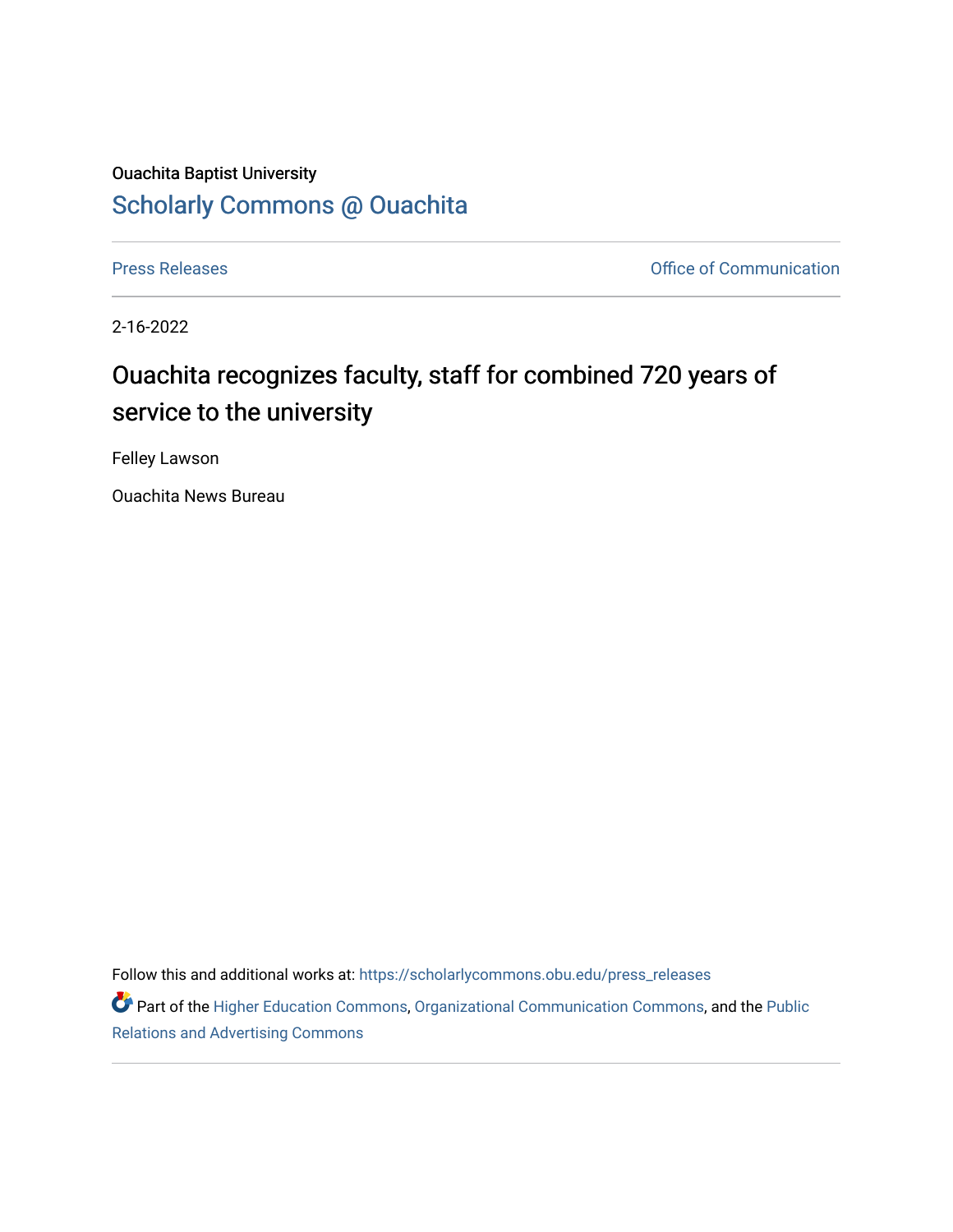Ouachita Baptist University

# Scholarly Commons @ Ouachita

Press Releases | Office of Communication

2-16-2022

## Ouachita recognizes faculty, staff for combined 720 years of service to the university

Felley Lawson

Ouachita News Bureau

Follow this and additional works at: https://scholarlycommons.obu.edu/press_releases

Part of the Higher Education Commons, Organizational Communication Commons, and the Public Relations and Advertising Commons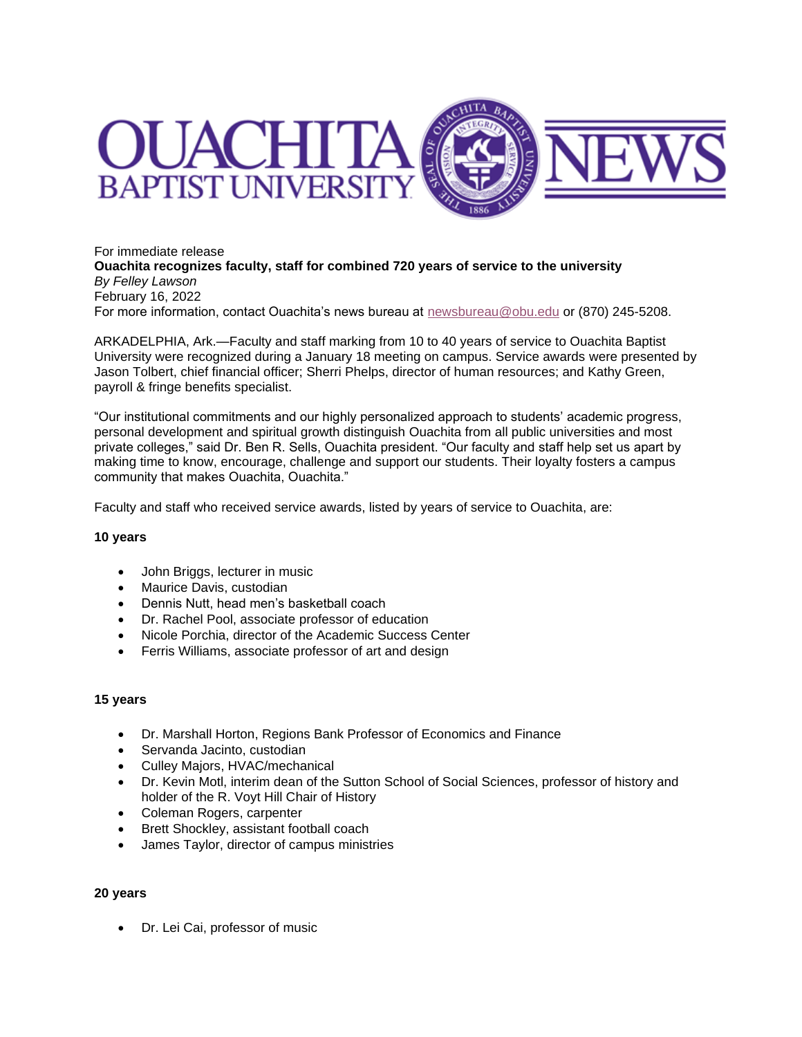For immediate release

**Ouachita recognizes faculty, staff for combined 720 years of service to the university**

*By Felley Lawson*

February 16, 2022

For more information, contact Ouachita's news bureau at newsbureau@obu.edu or (870) 245-5208.

ARKADELPHIA, Ark.—Faculty and staff marking from 10 to 40 years of service to Ouachita Baptist University were recognized during a January 18 meeting on campus. Service awards were presented by Jason Tolbert, chief financial officer; Sherri Phelps, director of human resources; and Kathy Green, payroll & fringe benefits specialist.

"Our institutional commitments and our highly personalized approach to students' academic progress, personal development and spiritual growth distinguish Ouachita from all public universities and most private colleges," said Dr. Ben R. Sells, Ouachita president. "Our faculty and staff help set us apart by making time to know, encourage, challenge and support our students. Their loyalty fosters a campus community that makes Ouachita, Ouachita."

Faculty and staff who received service awards, listed by years of service to Ouachita, are:

**10 years**

- John Briggs, lecturer in music
- Maurice Davis, custodian
- Dennis Nutt, head men's basketball coach
- Dr. Rachel Pool, associate professor of education
- Nicole Porchia, director of the Academic Success Center
- Ferris Williams, associate professor of art and design

**15 years**

- Dr. Marshall Horton, Regions Bank Professor of Economics and Finance
- Servanda Jacinto, custodian
- Culley Majors, HVAC/mechanical
- Dr. Kevin Motl, interim dean of the Sutton School of Social Sciences, professor of history and holder of the R. Voyt Hill Chair of History
- Coleman Rogers, carpenter
- Brett Shockley, assistant football coach
- James Taylor, director of campus ministries

**20 years**

- Dr. Lei Cai, professor of music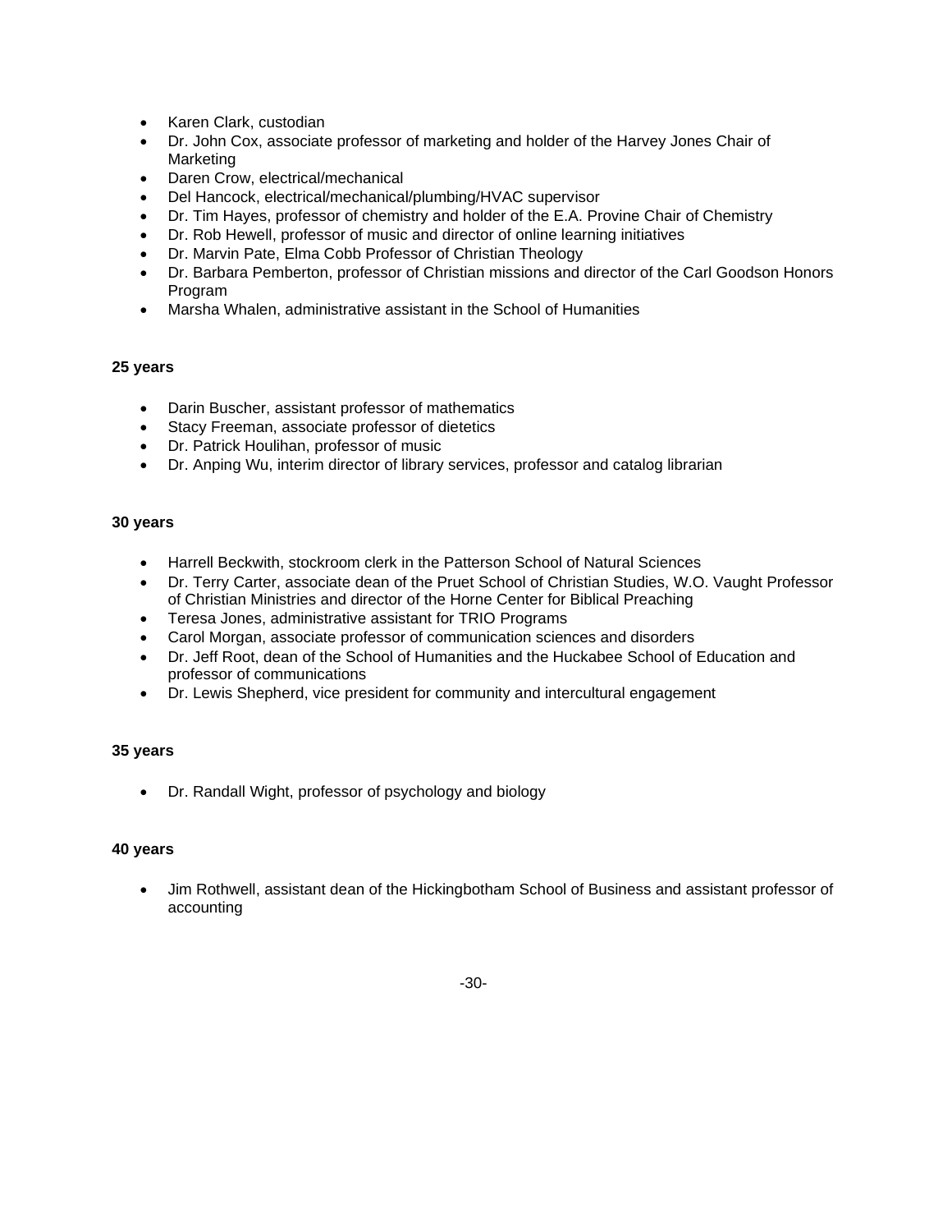- Karen Clark, custodian
- Dr. John Cox, associate professor of marketing and holder of the Harvey Jones Chair of Marketing
- Daren Crow, electrical/mechanical
- Del Hancock, electrical/mechanical/plumbing/HVAC supervisor
- Dr. Tim Hayes, professor of chemistry and holder of the E.A. Provine Chair of Chemistry
- Dr. Rob Hewell, professor of music and director of online learning initiatives
- Dr. Marvin Pate, Elma Cobb Professor of Christian Theology
- Dr. Barbara Pemberton, professor of Christian missions and director of the Carl Goodson Honors Program
- Marsha Whalen, administrative assistant in the School of Humanities

**25 years**

- Darin Buscher, assistant professor of mathematics
- Stacy Freeman, associate professor of dietetics
- Dr. Patrick Houlihan, professor of music
- Dr. Anping Wu, interim director of library services, professor and catalog librarian

**30 years**

- Harrell Beckwith, stockroom clerk in the Patterson School of Natural Sciences
- Dr. Terry Carter, associate dean of the Pruet School of Christian Studies, W.O. Vaught Professor of Christian Ministries and director of the Horne Center for Biblical Preaching
- Teresa Jones, administrative assistant for TRIO Programs
- Carol Morgan, associate professor of communication sciences and disorders
- Dr. Jeff Root, dean of the School of Humanities and the Huckabee School of Education and professor of communications
- Dr. Lewis Shepherd, vice president for community and intercultural engagement

**35 years**

- Dr. Randall Wight, professor of psychology and biology

**40 years**

- Jim Rothwell, assistant dean of the Hickingbotham School of Business and assistant professor of accounting

-30-